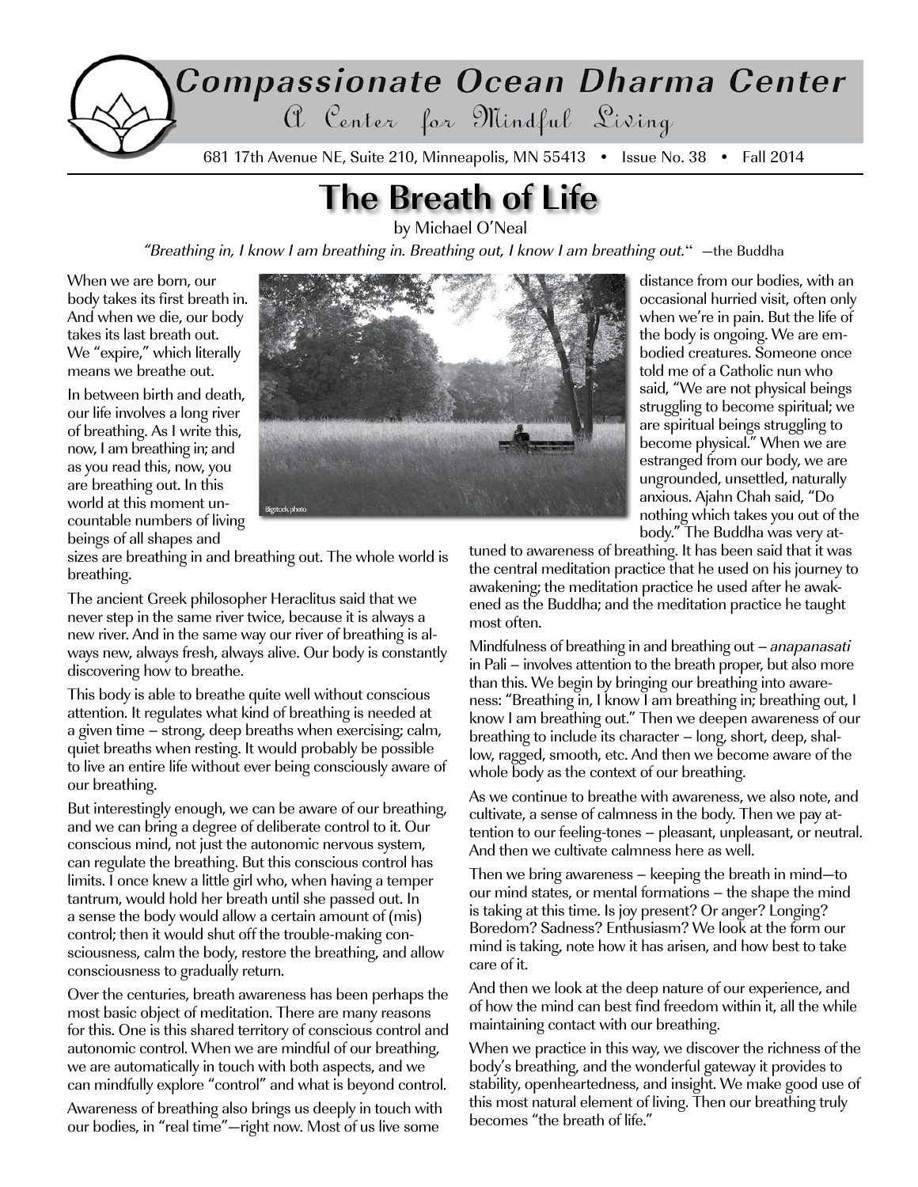# Compassionate Ocean Dharma Center

A Center for Mindful Living

681 17th Avenue NE, Suite 210, Minneapolis, MN 55413 • Issue No. 38 • Fall 2014

## The Breath of Life

by Michael O'Neal

*"Breathing in, I know I am breathing in. Breathing out, I know I am breathing out."* —the Buddha

When we are born, our body takes its first breath in. And when we die, our body takes its last breath out. We "expire," which literally means we breathe out.

In between birth and death, our life involves a long river of breathing. As I write this, now, I am breathing in; and as you read this, now, you are breathing out. In this world at this moment uncountable numbers of living beings of all shapes and sizes are breathing in and breathing out. The whole world is breathing.

Bigstock photo

The ancient Greek philosopher Heraclitus said that we never step in the same river twice, because it is always a new river. And in the same way our river of breathing is always new, always fresh, always alive. Our body is constantly discovering how to breathe.

This body is able to breathe quite well without conscious attention. It regulates what kind of breathing is needed at a given time – strong, deep breaths when exercising; calm, quiet breaths when resting. It would probably be possible to live an entire life without ever being consciously aware of our breathing.

But interestingly enough, we can be aware of our breathing, and we can bring a degree of deliberate control to it. Our conscious mind, not just the autonomic nervous system, can regulate the breathing. But this conscious control has limits. I once knew a little girl who, when having a temper tantrum, would hold her breath until she passed out. In a sense the body would allow a certain amount of (mis)control; then it would shut off the trouble-making consciousness, calm the body, restore the breathing, and allow consciousness to gradually return.

Over the centuries, breath awareness has been perhaps the most basic object of meditation. There are many reasons for this. One is this shared territory of conscious control and autonomic control. When we are mindful of our breathing, we are automatically in touch with both aspects, and we can mindfully explore "control" and what is beyond control.

Awareness of breathing also brings us deeply in touch with our bodies, in "real time"—right now. Most of us live some distance from our bodies, with an occasional hurried visit, often only when we're in pain. But the life of the body is ongoing. We are embodied creatures. Someone once told me of a Catholic nun who said, "We are not physical beings struggling to become spiritual; we are spiritual beings struggling to become physical." When we are estranged from our body, we are ungrounded, unsettled, naturally anxious. Ajahn Chah said, "Do nothing which takes you out of the body." The Buddha was very attuned to awareness of breathing. It has been said that it was the central meditation practice that he used on his journey to awakening; the meditation practice he used after he awakened as the Buddha; and the meditation practice he taught most often.

Mindfulness of breathing in and breathing out – *anapanasati* in Pali – involves attention to the breath proper, but also more than this. We begin by bringing our breathing into awareness: "Breathing in, I know I am breathing in; breathing out, I know I am breathing out." Then we deepen awareness of our breathing to include its character – long, short, deep, shallow, ragged, smooth, etc. And then we become aware of the whole body as the context of our breathing.

As we continue to breathe with awareness, we also note, and cultivate, a sense of calmness in the body. Then we pay attention to our feeling-tones – pleasant, unpleasant, or neutral. And then we cultivate calmness here as well.

Then we bring awareness – keeping the breath in mind—to our mind states, or mental formations – the shape the mind is taking at this time. Is joy present? Or anger? Longing? Boredom? Sadness? Enthusiasm? We look at the form our mind is taking, note how it has arisen, and how best to take care of it.

And then we look at the deep nature of our experience, and of how the mind can best find freedom within it, all the while maintaining contact with our breathing.

When we practice in this way, we discover the richness of the body's breathing, and the wonderful gateway it provides to stability, openheartedness, and insight. We make good use of this most natural element of living. Then our breathing truly becomes "the breath of life."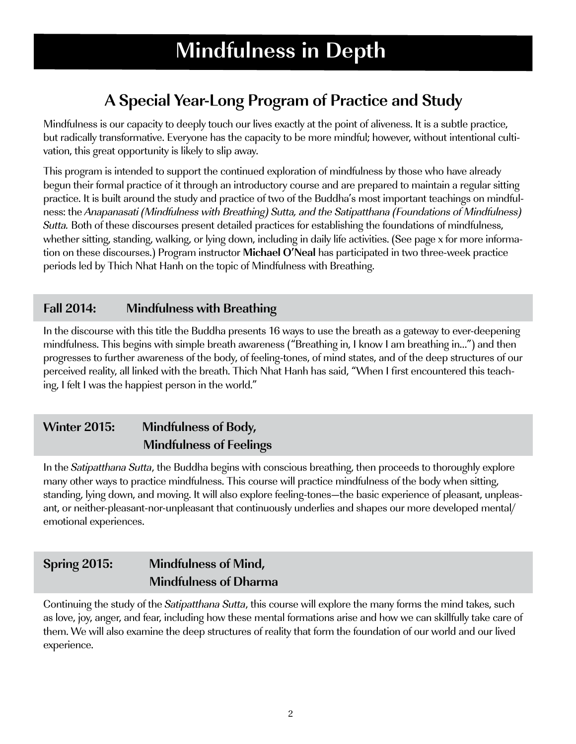# Mindfulness in Depth

## A Special Year-Long Program of Practice and Study

Mindfulness is our capacity to deeply touch our lives exactly at the point of aliveness. It is a subtle practice, but radically transformative. Everyone has the capacity to be more mindful; however, without intentional cultivation, this great opportunity is likely to slip away.

This program is intended to support the continued exploration of mindfulness by those who have already begun their formal practice of it through an introductory course and are prepared to maintain a regular sitting practice. It is built around the study and practice of two of the Buddha's most important teachings on mindfulness: the *Anapanasati (Mindfulness with Breathing) Sutta, and the Satipatthana (Foundations of Mindfulness) Sutta.* Both of these discourses present detailed practices for establishing the foundations of mindfulness, whether sitting, standing, walking, or lying down, including in daily life activities. (See page x for more information on these discourses.) Program instructor **Michael O'Neal** has participated in two three-week practice periods led by Thich Nhat Hanh on the topic of Mindfulness with Breathing.

### Fall 2014: Mindfulness with Breathing

In the discourse with this title the Buddha presents 16 ways to use the breath as a gateway to ever-deepening mindfulness. This begins with simple breath awareness ("Breathing in, I know I am breathing in...") and then progresses to further awareness of the body, of feeling-tones, of mind states, and of the deep structures of our perceived reality, all linked with the breath. Thich Nhat Hanh has said, "When I first encountered this teaching, I felt I was the happiest person in the world."

### Winter 2015: Mindfulness of Body, Mindfulness of Feelings

In the *Satipatthana Sutta*, the Buddha begins with conscious breathing, then proceeds to thoroughly explore many other ways to practice mindfulness. This course will practice mindfulness of the body when sitting, standing, lying down, and moving. It will also explore feeling-tones—the basic experience of pleasant, unpleasant, or neither-pleasant-nor-unpleasant that continuously underlies and shapes our more developed mental/emotional experiences.

### Spring 2015: Mindfulness of Mind, Mindfulness of Dharma

Continuing the study of the *Satipatthana Sutta*, this course will explore the many forms the mind takes, such as love, joy, anger, and fear, including how these mental formations arise and how we can skillfully take care of them. We will also examine the deep structures of reality that form the foundation of our world and our lived experience.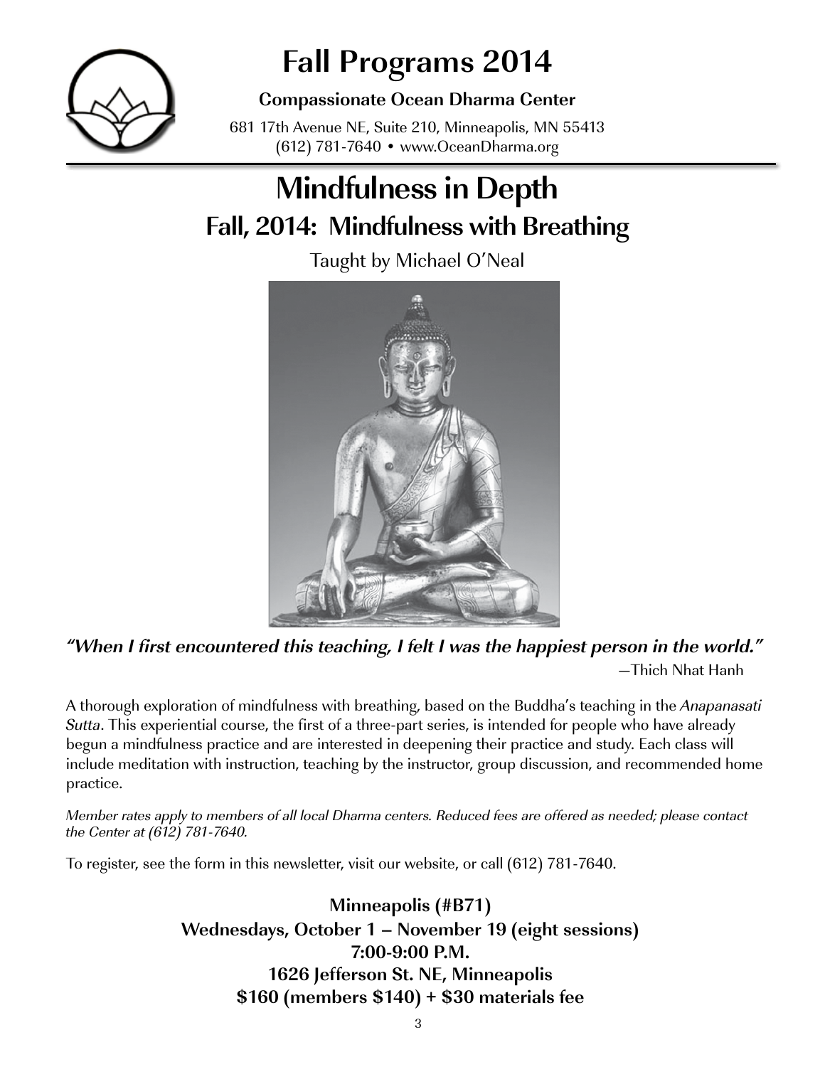# Fall Programs 2014

**Compassionate Ocean Dharma Center**

681 17th Avenue NE, Suite 210, Minneapolis, MN 55413
(612) 781-7640 • www.OceanDharma.org

# Mindfulness in Depth

## Fall, 2014: Mindfulness with Breathing

Taught by Michael O'Neal

***"When I first encountered this teaching, I felt I was the happiest person in the world."***

—Thich Nhat Hanh

A thorough exploration of mindfulness with breathing, based on the Buddha's teaching in the *Anapanasati Sutta*. This experiential course, the first of a three-part series, is intended for people who have already begun a mindfulness practice and are interested in deepening their practice and study. Each class will include meditation with instruction, teaching by the instructor, group discussion, and recommended home practice.

*Member rates apply to members of all local Dharma centers. Reduced fees are offered as needed; please contact the Center at (612) 781-7640.*

To register, see the form in this newsletter, visit our website, or call (612) 781-7640.

**Minneapolis (#B71)**
**Wednesdays, October 1 – November 19 (eight sessions)**
**7:00-9:00 P.M.**
**1626 Jefferson St. NE, Minneapolis**
**$160 (members $140) + $30 materials fee**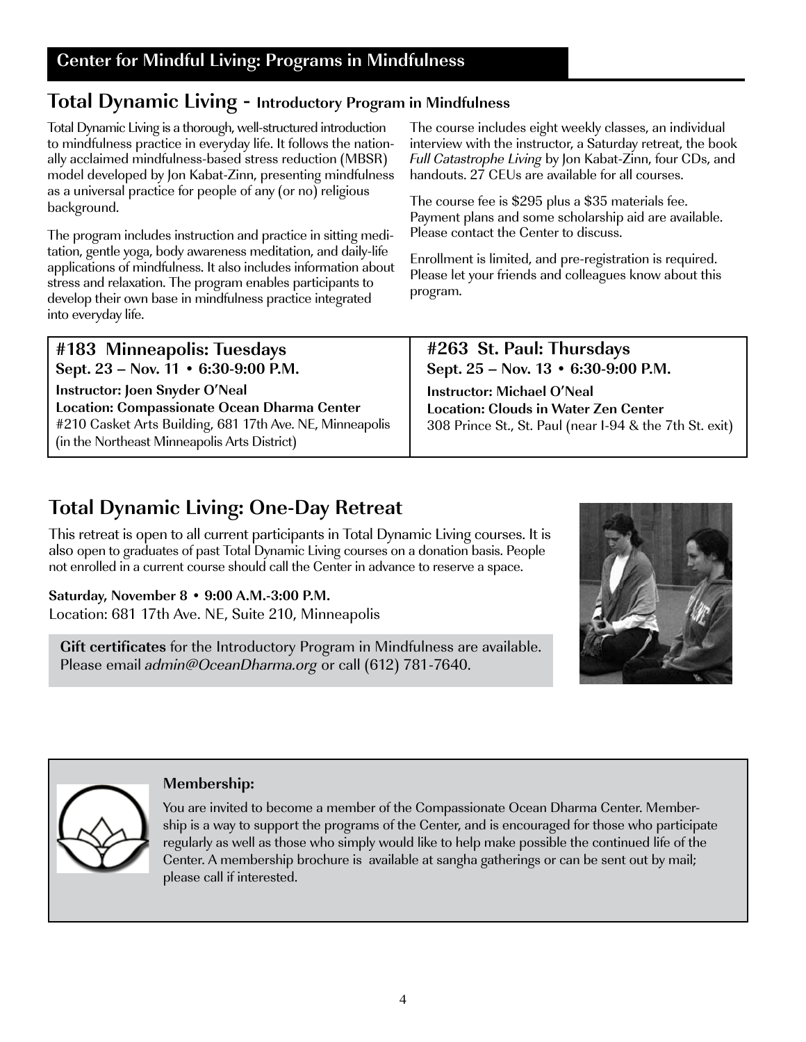## Center for Mindful Living: Programs in Mindfulness

## Total Dynamic Living - Introductory Program in Mindfulness

Total Dynamic Living is a thorough, well-structured introduction to mindfulness practice in everyday life. It follows the nationally acclaimed mindfulness-based stress reduction (MBSR) model developed by Jon Kabat-Zinn, presenting mindfulness as a universal practice for people of any (or no) religious background.

The program includes instruction and practice in sitting meditation, gentle yoga, body awareness meditation, and daily-life applications of mindfulness. It also includes information about stress and relaxation. The program enables participants to develop their own base in mindfulness practice integrated into everyday life.

The course includes eight weekly classes, an individual interview with the instructor, a Saturday retreat, the book *Full Catastrophe Living* by Jon Kabat-Zinn, four CDs, and handouts. 27 CEUs are available for all courses.

The course fee is $295 plus a $35 materials fee. Payment plans and some scholarship aid are available. Please contact the Center to discuss.

Enrollment is limited, and pre-registration is required. Please let your friends and colleagues know about this program.

### #183 Minneapolis: Tuesdays

**Sept. 23 – Nov. 11 • 6:30-9:00 P.M.**

**Instructor: Joen Snyder O'Neal**
**Location: Compassionate Ocean Dharma Center**
#210 Casket Arts Building, 681 17th Ave. NE, Minneapolis (in the Northeast Minneapolis Arts District)

### #263 St. Paul: Thursdays

**Sept. 25 – Nov. 13 • 6:30-9:00 P.M.**

**Instructor: Michael O'Neal**
**Location: Clouds in Water Zen Center**
308 Prince St., St. Paul (near I-94 & the 7th St. exit)

## Total Dynamic Living: One-Day Retreat

This retreat is open to all current participants in Total Dynamic Living courses. It is also open to graduates of past Total Dynamic Living courses on a donation basis. People not enrolled in a current course should call the Center in advance to reserve a space.

**Saturday, November 8 • 9:00 A.M.-3:00 P.M.**
Location: 681 17th Ave. NE, Suite 210, Minneapolis

**Gift certificates** for the Introductory Program in Mindfulness are available. Please email *admin@OceanDharma.org* or call (612) 781-7640.

**Membership:**

You are invited to become a member of the Compassionate Ocean Dharma Center. Membership is a way to support the programs of the Center, and is encouraged for those who participate regularly as well as those who simply would like to help make possible the continued life of the Center. A membership brochure is available at sangha gatherings or can be sent out by mail; please call if interested.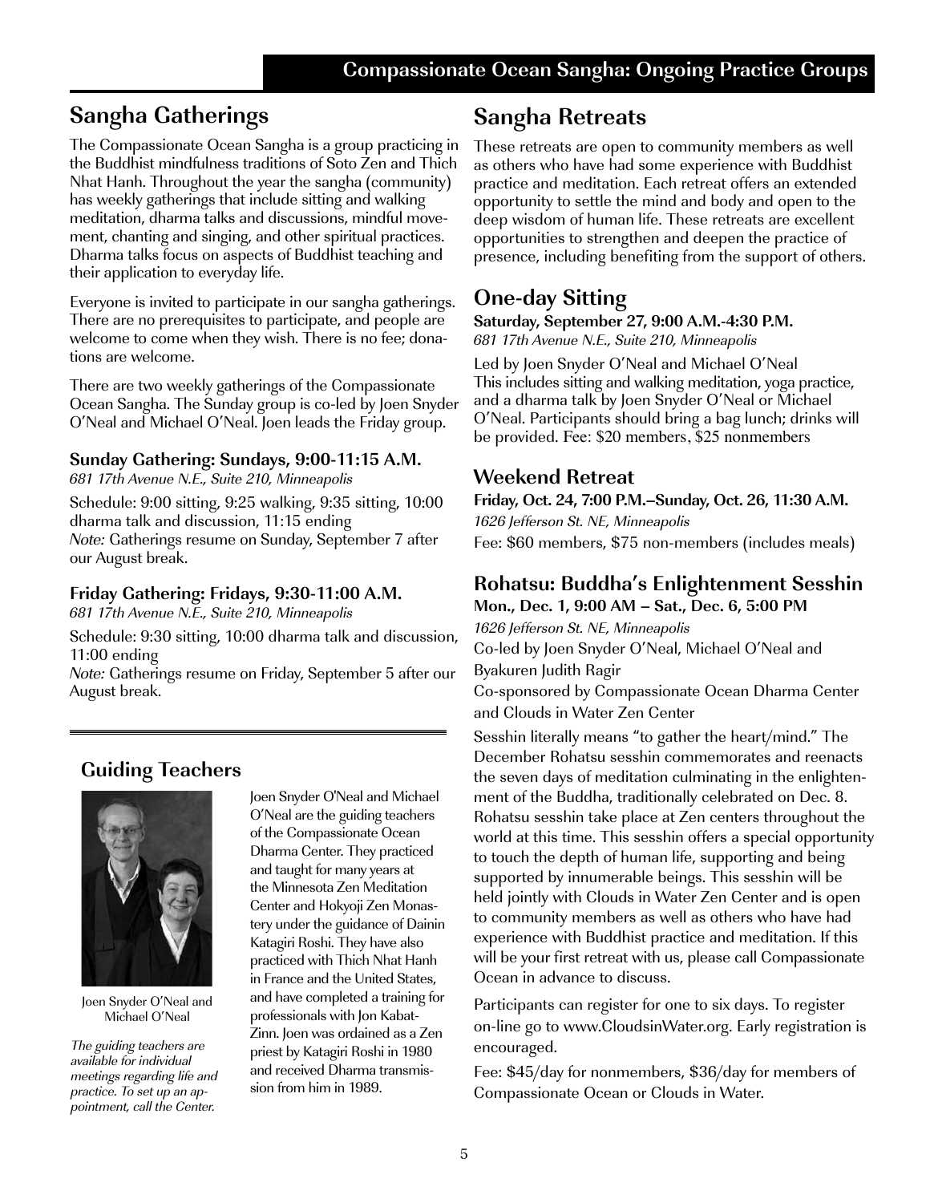# Compassionate Ocean Sangha: Ongoing Practice Groups

## Sangha Gatherings

The Compassionate Ocean Sangha is a group practicing in the Buddhist mindfulness traditions of Soto Zen and Thich Nhat Hanh. Throughout the year the sangha (community) has weekly gatherings that include sitting and walking meditation, dharma talks and discussions, mindful movement, chanting and singing, and other spiritual practices. Dharma talks focus on aspects of Buddhist teaching and their application to everyday life.

Everyone is invited to participate in our sangha gatherings. There are no prerequisites to participate, and people are welcome to come when they wish. There is no fee; donations are welcome.

There are two weekly gatherings of the Compassionate Ocean Sangha. The Sunday group is co-led by Joen Snyder O'Neal and Michael O'Neal. Joen leads the Friday group.

### Sunday Gathering: Sundays, 9:00-11:15 A.M.

*681 17th Avenue N.E., Suite 210, Minneapolis*

Schedule: 9:00 sitting, 9:25 walking, 9:35 sitting, 10:00 dharma talk and discussion, 11:15 ending
*Note:* Gatherings resume on Sunday, September 7 after our August break.

### Friday Gathering: Fridays, 9:30-11:00 A.M.

*681 17th Avenue N.E., Suite 210, Minneapolis*

Schedule: 9:30 sitting, 10:00 dharma talk and discussion, 11:00 ending
*Note:* Gatherings resume on Friday, September 5 after our August break.

## Guiding Teachers

Joen Snyder O'Neal and Michael O'Neal

*The guiding teachers are available for individual meetings regarding life and practice. To set up an appointment, call the Center.*

Joen Snyder O'Neal and Michael O'Neal are the guiding teachers of the Compassionate Ocean Dharma Center. They practiced and taught for many years at the Minnesota Zen Meditation Center and Hokyoji Zen Monastery under the guidance of Dainin Katagiri Roshi. They have also practiced with Thich Nhat Hanh in France and the United States, and have completed a training for professionals with Jon Kabat-Zinn. Joen was ordained as a Zen priest by Katagiri Roshi in 1980 and received Dharma transmission from him in 1989.

## Sangha Retreats

These retreats are open to community members as well as others who have had some experience with Buddhist practice and meditation. Each retreat offers an extended opportunity to settle the mind and body and open to the deep wisdom of human life. These retreats are excellent opportunities to strengthen and deepen the practice of presence, including benefiting from the support of others.

## One-day Sitting

**Saturday, September 27, 9:00 A.M.-4:30 P.M.**
*681 17th Avenue N.E., Suite 210, Minneapolis*

Led by Joen Snyder O'Neal and Michael O'Neal
This includes sitting and walking meditation, yoga practice, and a dharma talk by Joen Snyder O'Neal or Michael O'Neal. Participants should bring a bag lunch; drinks will be provided. Fee: $20 members, $25 nonmembers

## Weekend Retreat

**Friday, Oct. 24, 7:00 P.M.–Sunday, Oct. 26, 11:30 A.M.**
*1626 Jefferson St. NE, Minneapolis*
Fee: $60 members, $75 non-members (includes meals)

## Rohatsu: Buddha's Enlightenment Sesshin

**Mon., Dec. 1, 9:00 AM – Sat., Dec. 6, 5:00 PM**
*1626 Jefferson St. NE, Minneapolis*
Co-led by Joen Snyder O'Neal, Michael O'Neal and Byakuren Judith Ragir
Co-sponsored by Compassionate Ocean Dharma Center and Clouds in Water Zen Center

Sesshin literally means "to gather the heart/mind." The December Rohatsu sesshin commemorates and reenacts the seven days of meditation culminating in the enlightenment of the Buddha, traditionally celebrated on Dec. 8. Rohatsu sesshin take place at Zen centers throughout the world at this time. This sesshin offers a special opportunity to touch the depth of human life, supporting and being supported by innumerable beings. This sesshin will be held jointly with Clouds in Water Zen Center and is open to community members as well as others who have had experience with Buddhist practice and meditation. If this will be your first retreat with us, please call Compassionate Ocean in advance to discuss.

Participants can register for one to six days. To register on-line go to www.CloudsinWater.org. Early registration is encouraged.

Fee: $45/day for nonmembers, $36/day for members of Compassionate Ocean or Clouds in Water.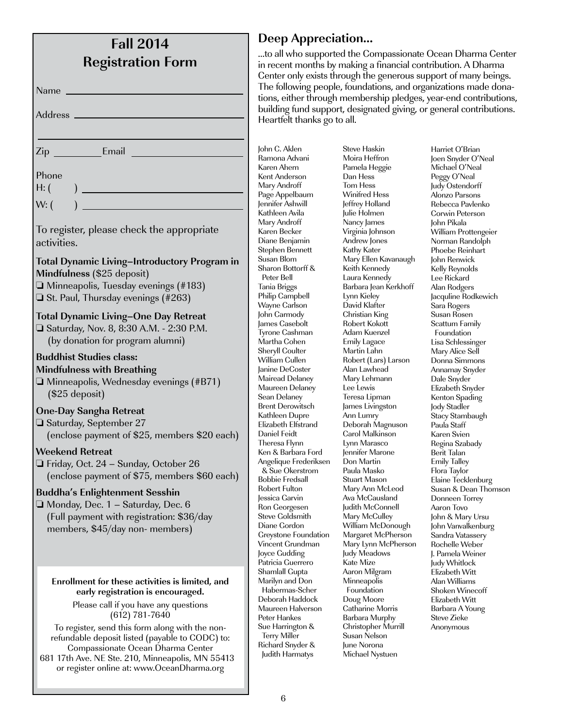## Fall 2014 Registration Form

Name \_\_\_\_\_\_\_\_\_\_\_\_\_\_\_\_\_\_\_\_\_\_\_\_\_\_\_\_\_\_

Address \_\_\_\_\_\_\_\_\_\_\_\_\_\_\_\_\_\_\_\_\_\_\_\_\_\_\_\_\_\_

\_\_\_\_\_\_\_\_\_\_\_\_\_\_\_\_\_\_\_\_\_\_\_\_\_\_\_\_\_\_\_\_\_\_\_\_\_

Zip \_\_\_\_\_\_\_\_\_\_ Email \_\_\_\_\_\_\_\_\_\_\_\_\_\_\_\_\_\_\_\_

Phone

H: (      ) \_\_\_\_\_\_\_\_\_\_\_\_\_\_\_\_\_\_\_\_\_\_\_\_\_\_\_\_\_\_

W: (      ) \_\_\_\_\_\_\_\_\_\_\_\_\_\_\_\_\_\_\_\_\_\_\_\_\_\_\_\_\_\_

To register, please check the appropriate activities.

**Total Dynamic Living–Introductory Program in Mindfulness** ($25 deposit)

- ❏ Minneapolis, Tuesday evenings (#183)
- ❏ St. Paul, Thursday evenings (#263)

**Total Dynamic Living–One Day Retreat**

- ❏ Saturday, Nov. 8, 8:30 A.M. - 2:30 P.M. (by donation for program alumni)

**Buddhist Studies class: Mindfulness with Breathing**

- ❏ Minneapolis, Wednesday evenings (#B71) ($25 deposit)

**One-Day Sangha Retreat**

- ❏ Saturday, September 27 (enclose payment of $25, members $20 each)

**Weekend Retreat**

- ❏ Friday, Oct. 24 – Sunday, October 26 (enclose payment of $75, members $60 each)

**Buddha's Enlightenment Sesshin**

- ❏ Monday, Dec. 1 – Saturday, Dec. 6 (Full payment with registration: $36/day members, $45/day non- members)

**Enrollment for these activities is limited, and early registration is encouraged.**

Please call if you have any questions (612) 781-7640

To register, send this form along with the non-refundable deposit listed (payable to CODC) to:
Compassionate Ocean Dharma Center
681 17th Ave. NE Ste. 210, Minneapolis, MN 55413
or register online at: www.OceanDharma.org

## Deep Appreciation...

...to all who supported the Compassionate Ocean Dharma Center in recent months by making a financial contribution. A Dharma Center only exists through the generous support of many beings. The following people, foundations, and organizations made donations, either through membership pledges, year-end contributions, building fund support, designated giving, or general contributions. Heartfelt thanks go to all.

John C. Aklen
Ramona Advani
Karen Ahern
Kent Anderson
Mary Androff
Page Appelbaum
Jennifer Ashwill
Kathleen Avila
Mary Androff
Karen Becker
Diane Benjamin
Stephen Bennett
Susan Blom
Sharon Bottorff & Peter Bell
Tania Briggs
Philip Campbell
Wayne Carlson
John Carmody
James Casebolt
Tyrone Cashman
Martha Cohen
Sheryll Coulter
William Cullen
Janine DeCoster
Mairead Delaney
Maureen Delaney
Sean Delaney
Brent Derowitsch
Kathleen Dupre
Elizabeth Elfstrand
Daniel Feidt
Theresa Flynn
Ken & Barbara Ford
Angelique Frederiksen & Sue Okerstrom
Bobbie Fredsall
Robert Fulton
Jessica Garvin
Ron Georgesen
Steve Goldsmith
Diane Gordon
Greystone Foundation
Vincent Grundman
Joyce Gudding
Patricia Guerrero
Shamlall Gupta
Marilyn and Don Habermas-Scher
Deborah Haddock
Maureen Halverson
Peter Hankes
Sue Harrington & Terry Miller
Richard Snyder & Judith Harmatys
Steve Haskin
Moira Heffron
Pamela Heggie
Dan Hess
Tom Hess
Winifred Hess
Jeffrey Holland
Julie Holmen
Nancy James
Virginia Johnson
Andrew Jones
Kathy Kater
Mary Ellen Kavanaugh
Keith Kennedy
Laura Kennedy
Barbara Jean Kerkhoff
Lynn Kieley
David Klafter
Christian King
Robert Kokott
Adam Kuenzel
Emily Lagace
Martin Lahn
Robert (Lars) Larson
Alan Lawhead
Mary Lehmann
Lee Lewis
Teresa Lipman
James Livingston
Ann Lumry
Deborah Magnuson
Carol Malkinson
Lynn Marasco
Jennifer Marone
Don Martin
Paula Masko
Stuart Mason
Mary Ann McLeod
Ava McCausland
Judith McConnell
Mary McCulley
William McDonough
Margaret McPherson
Mary Lynn McPherson
Judy Meadows
Kate Mize
Aaron Milgram
Minneapolis Foundation
Doug Moore
Catharine Morris
Barbara Murphy
Christopher Murrill
Susan Nelson
June Norona
Michael Nystuen
Harriet O'Brian
Joen Snyder O'Neal
Michael O'Neal
Peggy O'Neal
Judy Ostendorff
Alonzo Parsons
Rebecca Pavlenko
Corwin Peterson
John Pikala
William Prottengeier
Norman Randolph
Phoebe Reinhart
John Renwick
Kelly Reynolds
Lee Rickard
Alan Rodgers
Jacquline Rodkewich
Sara Rogers
Susan Rosen
Scattum Family Foundation
Lisa Schlessinger
Mary Alice Sell
Donna Simmons
Annamay Snyder
Dale Snyder
Elizabeth Snyder
Kenton Spading
Jody Stadler
Stacy Stambaugh
Paula Staff
Karen Svien
Regina Szabady
Berit Talan
Emily Talley
Flora Taylor
Elaine Tecklenburg
Susan & Dean Thomson
Donneen Torrey
Aaron Tovo
John & Mary Ursu
John Vanvalkenburg
Sandra Vatassery
Rochelle Weber
J. Pamela Weiner
Judy Whitlock
Elizabeth Witt
Alan Williams
Shoken Winecoff
Elizabeth Witt
Barbara A Young
Steve Zieke
Anonymous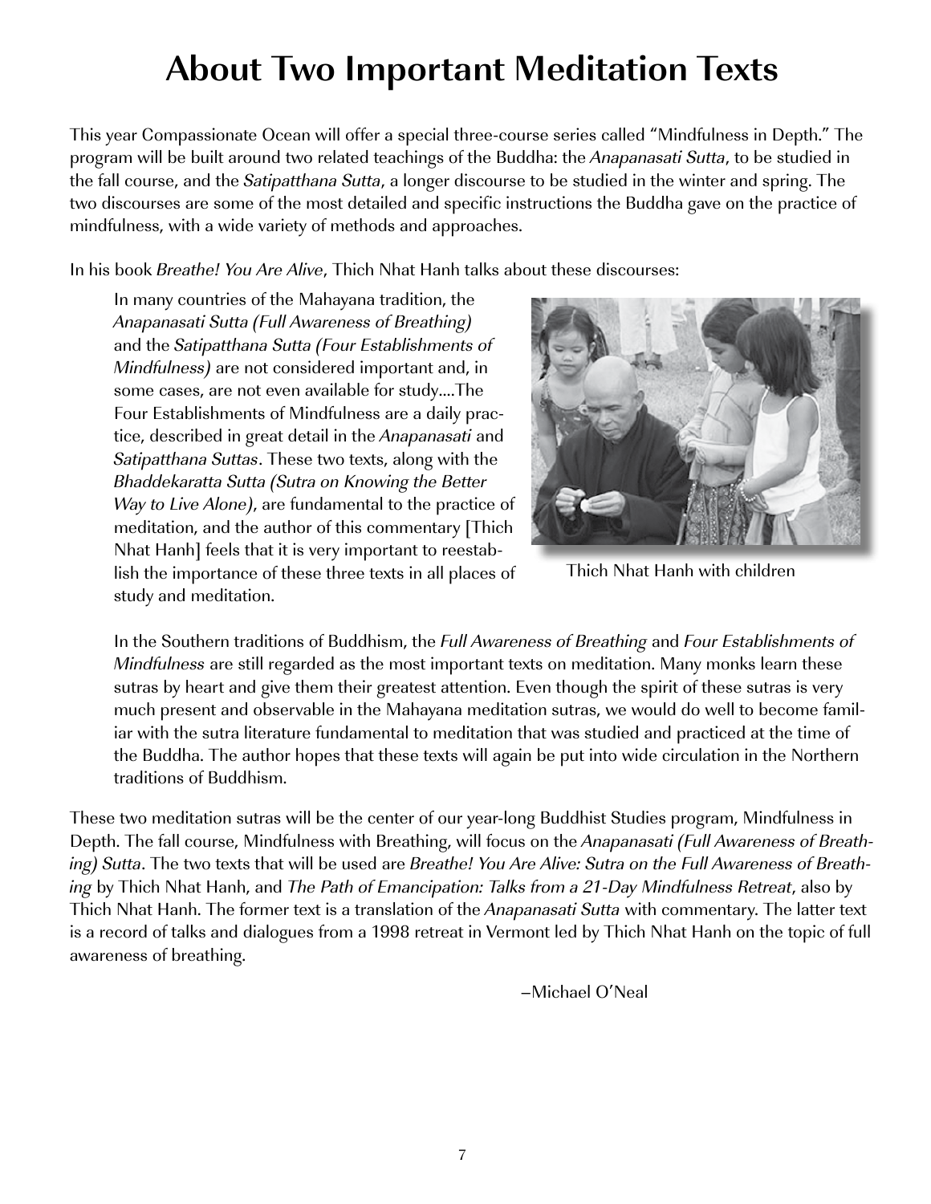# About Two Important Meditation Texts

This year Compassionate Ocean will offer a special three-course series called "Mindfulness in Depth." The program will be built around two related teachings of the Buddha: the *Anapanasati Sutta*, to be studied in the fall course, and the *Satipatthana Sutta*, a longer discourse to be studied in the winter and spring. The two discourses are some of the most detailed and specific instructions the Buddha gave on the practice of mindfulness, with a wide variety of methods and approaches.

In his book *Breathe! You Are Alive*, Thich Nhat Hanh talks about these discourses:

> In many countries of the Mahayana tradition, the *Anapanasati Sutta (Full Awareness of Breathing)* and the *Satipatthana Sutta (Four Establishments of Mindfulness)* are not considered important and, in some cases, are not even available for study....The Four Establishments of Mindfulness are a daily practice, described in great detail in the *Anapanasati* and *Satipatthana Suttas*. These two texts, along with the *Bhaddekaratta Sutta (Sutra on Knowing the Better Way to Live Alone)*, are fundamental to the practice of meditation, and the author of this commentary [Thich Nhat Hanh] feels that it is very important to reestablish the importance of these three texts in all places of study and meditation.
>
> In the Southern traditions of Buddhism, the *Full Awareness of Breathing* and *Four Establishments of Mindfulness* are still regarded as the most important texts on meditation. Many monks learn these sutras by heart and give them their greatest attention. Even though the spirit of these sutras is very much present and observable in the Mahayana meditation sutras, we would do well to become familiar with the sutra literature fundamental to meditation that was studied and practiced at the time of the Buddha. The author hopes that these texts will again be put into wide circulation in the Northern traditions of Buddhism.

Thich Nhat Hanh with children

These two meditation sutras will be the center of our year-long Buddhist Studies program, Mindfulness in Depth. The fall course, Mindfulness with Breathing, will focus on the *Anapanasati (Full Awareness of Breathing) Sutta*. The two texts that will be used are *Breathe! You Are Alive: Sutra on the Full Awareness of Breathing* by Thich Nhat Hanh, and *The Path of Emancipation: Talks from a 21-Day Mindfulness Retreat*, also by Thich Nhat Hanh. The former text is a translation of the *Anapanasati Sutta* with commentary. The latter text is a record of talks and dialogues from a 1998 retreat in Vermont led by Thich Nhat Hanh on the topic of full awareness of breathing.

—Michael O'Neal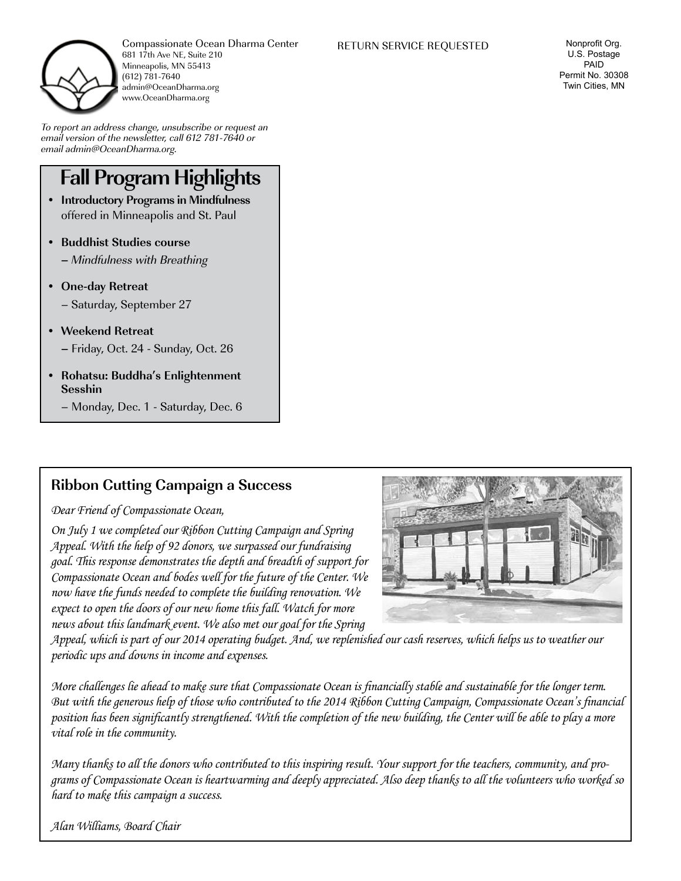Compassionate Ocean Dharma Center
681 17th Ave NE, Suite 210
Minneapolis, MN 55413
(612) 781-7640
admin@OceanDharma.org
www.OceanDharma.org

RETURN SERVICE REQUESTED

Nonprofit Org.
U.S. Postage
PAID
Permit No. 30308
Twin Cities, MN

*To report an address change, unsubscribe or request an email version of the newsletter, call 612 781-7640 or email admin@OceanDharma.org.*

## Fall Program Highlights

- **Introductory Programs in Mindfulness** offered in Minneapolis and St. Paul
- **Buddhist Studies course** – *Mindfulness with Breathing*
- **One-day Retreat** – Saturday, September 27
- **Weekend Retreat** – Friday, Oct. 24 - Sunday, Oct. 26
- **Rohatsu: Buddha's Enlightenment Sesshin** – Monday, Dec. 1 - Saturday, Dec. 6

## Ribbon Cutting Campaign a Success

*Dear Friend of Compassionate Ocean,*

*On July 1 we completed our Ribbon Cutting Campaign and Spring Appeal. With the help of 92 donors, we surpassed our fundraising goal. This response demonstrates the depth and breadth of support for Compassionate Ocean and bodes well for the future of the Center. We now have the funds needed to complete the building renovation. We expect to open the doors of our new home this fall. Watch for more news about this landmark event. We also met our goal for the Spring Appeal, which is part of our 2014 operating budget. And, we replenished our cash reserves, which helps us to weather our periodic ups and downs in income and expenses.*

*More challenges lie ahead to make sure that Compassionate Ocean is financially stable and sustainable for the longer term. But with the generous help of those who contributed to the 2014 Ribbon Cutting Campaign, Compassionate Ocean's financial position has been significantly strengthened. With the completion of the new building, the Center will be able to play a more vital role in the community.*

*Many thanks to all the donors who contributed to this inspiring result. Your support for the teachers, community, and programs of Compassionate Ocean is heartwarming and deeply appreciated. Also deep thanks to all the volunteers who worked so hard to make this campaign a success.*

*Alan Williams, Board Chair*